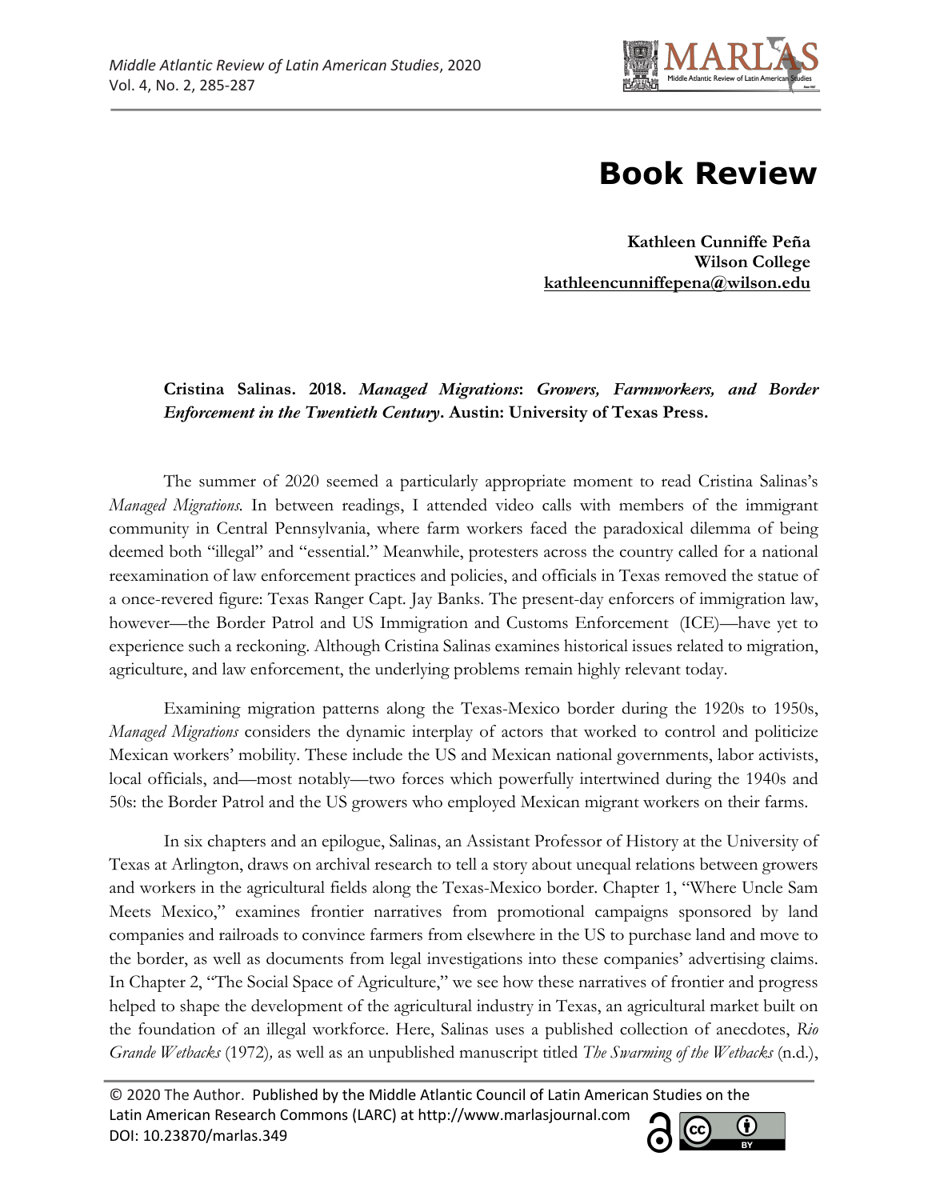# Book Review

**Kathleen Cunniffe Peña**
**Wilson College**
**kathleencunniffepena@wilson.edu**

**Cristina Salinas. 2018. *Managed Migrations*: *Growers, Farmworkers, and Border Enforcement in the Twentieth Century*. Austin: University of Texas Press.**

The summer of 2020 seemed a particularly appropriate moment to read Cristina Salinas's *Managed Migrations*. In between readings, I attended video calls with members of the immigrant community in Central Pennsylvania, where farm workers faced the paradoxical dilemma of being deemed both "illegal" and "essential." Meanwhile, protesters across the country called for a national reexamination of law enforcement practices and policies, and officials in Texas removed the statue of a once-revered figure: Texas Ranger Capt. Jay Banks. The present-day enforcers of immigration law, however—the Border Patrol and US Immigration and Customs Enforcement (ICE)—have yet to experience such a reckoning. Although Cristina Salinas examines historical issues related to migration, agriculture, and law enforcement, the underlying problems remain highly relevant today.

Examining migration patterns along the Texas-Mexico border during the 1920s to 1950s, *Managed Migrations* considers the dynamic interplay of actors that worked to control and politicize Mexican workers' mobility. These include the US and Mexican national governments, labor activists, local officials, and—most notably—two forces which powerfully intertwined during the 1940s and 50s: the Border Patrol and the US growers who employed Mexican migrant workers on their farms.

In six chapters and an epilogue, Salinas, an Assistant Professor of History at the University of Texas at Arlington, draws on archival research to tell a story about unequal relations between growers and workers in the agricultural fields along the Texas-Mexico border. Chapter 1, "Where Uncle Sam Meets Mexico," examines frontier narratives from promotional campaigns sponsored by land companies and railroads to convince farmers from elsewhere in the US to purchase land and move to the border, as well as documents from legal investigations into these companies' advertising claims. In Chapter 2, "The Social Space of Agriculture," we see how these narratives of frontier and progress helped to shape the development of the agricultural industry in Texas, an agricultural market built on the foundation of an illegal workforce. Here, Salinas uses a published collection of anecdotes, *Rio Grande Wetbacks* (1972), as well as an unpublished manuscript titled *The Swarming of the Wetbacks* (n.d.),

© 2020 The Author. Published by the Middle Atlantic Council of Latin American Studies on the Latin American Research Commons (LARC) at http://www.marlasjournal.com
DOI: 10.23870/marlas.349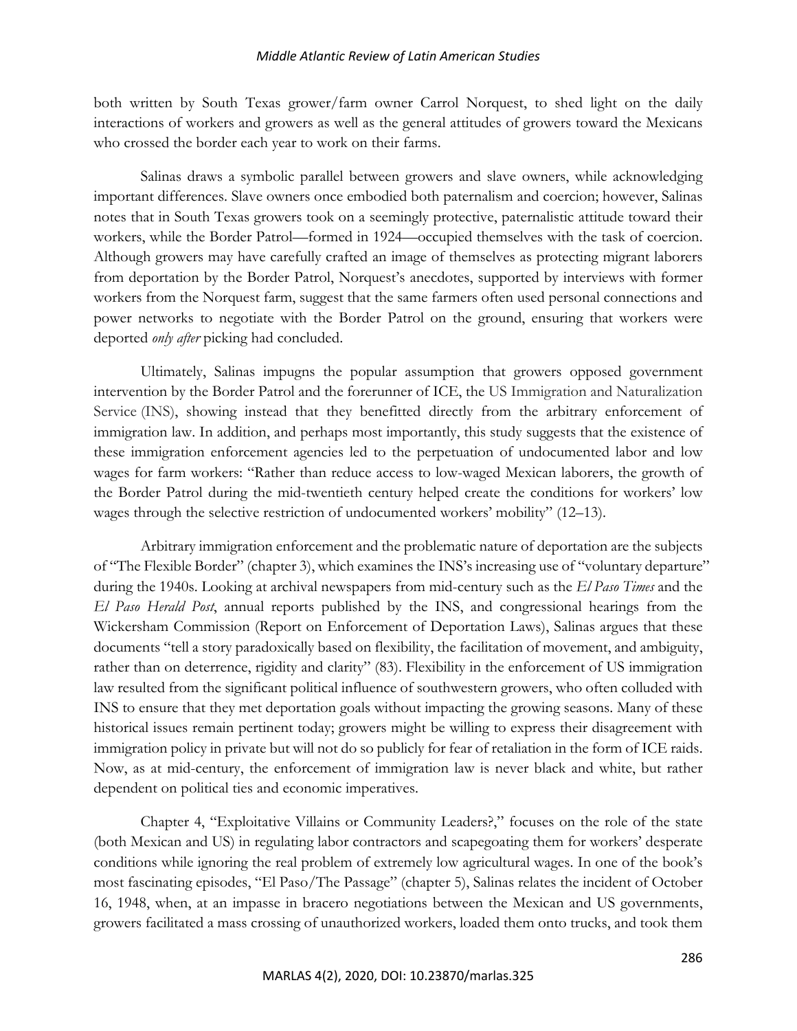both written by South Texas grower/farm owner Carrol Norquest, to shed light on the daily interactions of workers and growers as well as the general attitudes of growers toward the Mexicans who crossed the border each year to work on their farms.

Salinas draws a symbolic parallel between growers and slave owners, while acknowledging important differences. Slave owners once embodied both paternalism and coercion; however, Salinas notes that in South Texas growers took on a seemingly protective, paternalistic attitude toward their workers, while the Border Patrol—formed in 1924—occupied themselves with the task of coercion. Although growers may have carefully crafted an image of themselves as protecting migrant laborers from deportation by the Border Patrol, Norquest's anecdotes, supported by interviews with former workers from the Norquest farm, suggest that the same farmers often used personal connections and power networks to negotiate with the Border Patrol on the ground, ensuring that workers were deported *only after* picking had concluded.

Ultimately, Salinas impugns the popular assumption that growers opposed government intervention by the Border Patrol and the forerunner of ICE, the US Immigration and Naturalization Service (INS), showing instead that they benefitted directly from the arbitrary enforcement of immigration law. In addition, and perhaps most importantly, this study suggests that the existence of these immigration enforcement agencies led to the perpetuation of undocumented labor and low wages for farm workers: "Rather than reduce access to low-waged Mexican laborers, the growth of the Border Patrol during the mid-twentieth century helped create the conditions for workers' low wages through the selective restriction of undocumented workers' mobility" (12–13).

Arbitrary immigration enforcement and the problematic nature of deportation are the subjects of "The Flexible Border" (chapter 3), which examines the INS's increasing use of "voluntary departure" during the 1940s. Looking at archival newspapers from mid-century such as the *El Paso Times* and the *El Paso Herald Post*, annual reports published by the INS, and congressional hearings from the Wickersham Commission (Report on Enforcement of Deportation Laws), Salinas argues that these documents "tell a story paradoxically based on flexibility, the facilitation of movement, and ambiguity, rather than on deterrence, rigidity and clarity" (83). Flexibility in the enforcement of US immigration law resulted from the significant political influence of southwestern growers, who often colluded with INS to ensure that they met deportation goals without impacting the growing seasons. Many of these historical issues remain pertinent today; growers might be willing to express their disagreement with immigration policy in private but will not do so publicly for fear of retaliation in the form of ICE raids. Now, as at mid-century, the enforcement of immigration law is never black and white, but rather dependent on political ties and economic imperatives.

Chapter 4, "Exploitative Villains or Community Leaders?," focuses on the role of the state (both Mexican and US) in regulating labor contractors and scapegoating them for workers' desperate conditions while ignoring the real problem of extremely low agricultural wages. In one of the book's most fascinating episodes, "El Paso/The Passage" (chapter 5), Salinas relates the incident of October 16, 1948, when, at an impasse in bracero negotiations between the Mexican and US governments, growers facilitated a mass crossing of unauthorized workers, loaded them onto trucks, and took them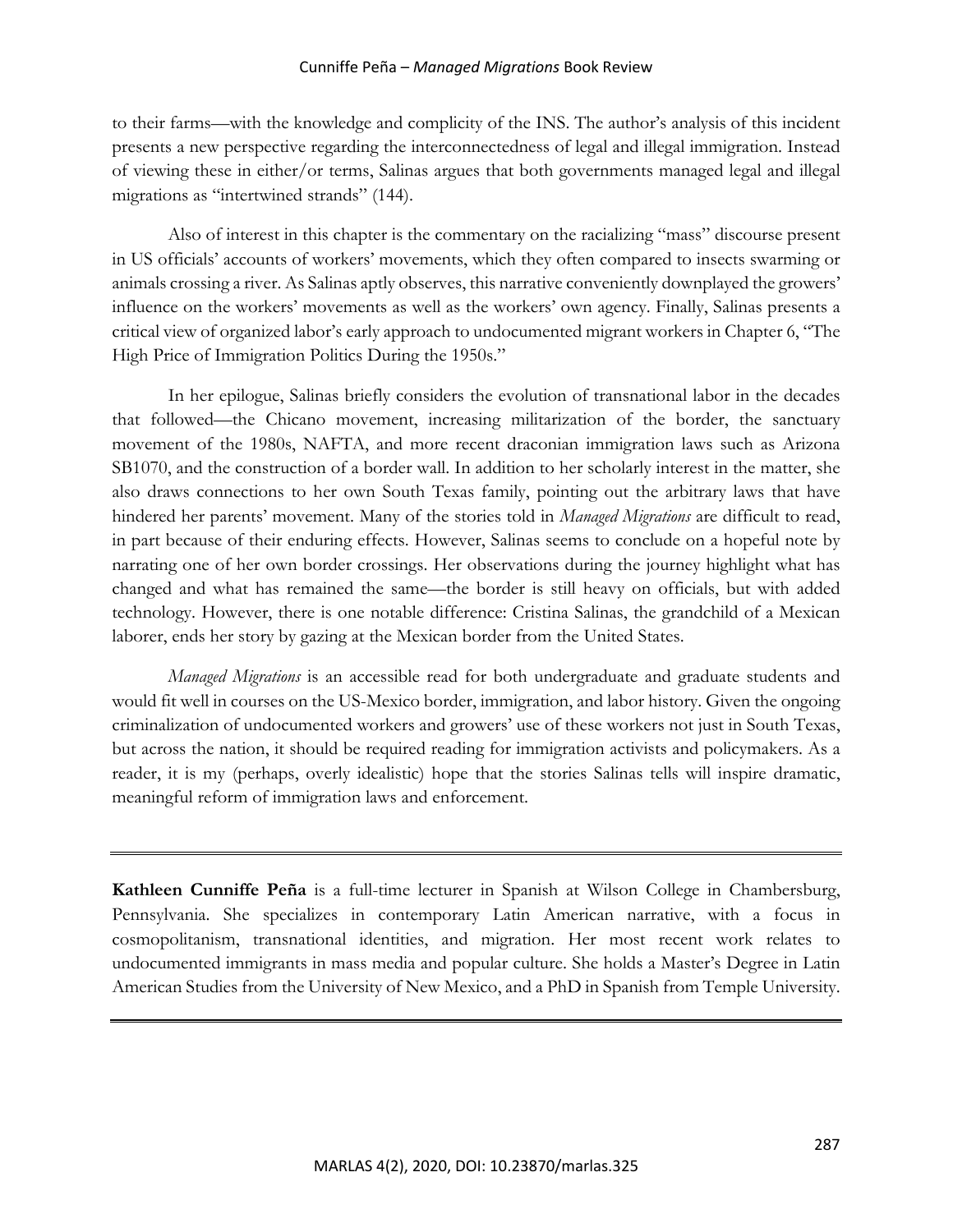to their farms—with the knowledge and complicity of the INS. The author's analysis of this incident presents a new perspective regarding the interconnectedness of legal and illegal immigration. Instead of viewing these in either/or terms, Salinas argues that both governments managed legal and illegal migrations as "intertwined strands" (144).

Also of interest in this chapter is the commentary on the racializing "mass" discourse present in US officials' accounts of workers' movements, which they often compared to insects swarming or animals crossing a river. As Salinas aptly observes, this narrative conveniently downplayed the growers' influence on the workers' movements as well as the workers' own agency. Finally, Salinas presents a critical view of organized labor's early approach to undocumented migrant workers in Chapter 6, "The High Price of Immigration Politics During the 1950s."

In her epilogue, Salinas briefly considers the evolution of transnational labor in the decades that followed—the Chicano movement, increasing militarization of the border, the sanctuary movement of the 1980s, NAFTA, and more recent draconian immigration laws such as Arizona SB1070, and the construction of a border wall. In addition to her scholarly interest in the matter, she also draws connections to her own South Texas family, pointing out the arbitrary laws that have hindered her parents' movement. Many of the stories told in *Managed Migrations* are difficult to read, in part because of their enduring effects. However, Salinas seems to conclude on a hopeful note by narrating one of her own border crossings. Her observations during the journey highlight what has changed and what has remained the same—the border is still heavy on officials, but with added technology. However, there is one notable difference: Cristina Salinas, the grandchild of a Mexican laborer, ends her story by gazing at the Mexican border from the United States.

*Managed Migrations* is an accessible read for both undergraduate and graduate students and would fit well in courses on the US-Mexico border, immigration, and labor history. Given the ongoing criminalization of undocumented workers and growers' use of these workers not just in South Texas, but across the nation, it should be required reading for immigration activists and policymakers. As a reader, it is my (perhaps, overly idealistic) hope that the stories Salinas tells will inspire dramatic, meaningful reform of immigration laws and enforcement.

---

**Kathleen Cunniffe Peña** is a full-time lecturer in Spanish at Wilson College in Chambersburg, Pennsylvania. She specializes in contemporary Latin American narrative, with a focus in cosmopolitanism, transnational identities, and migration. Her most recent work relates to undocumented immigrants in mass media and popular culture. She holds a Master's Degree in Latin American Studies from the University of New Mexico, and a PhD in Spanish from Temple University.

---